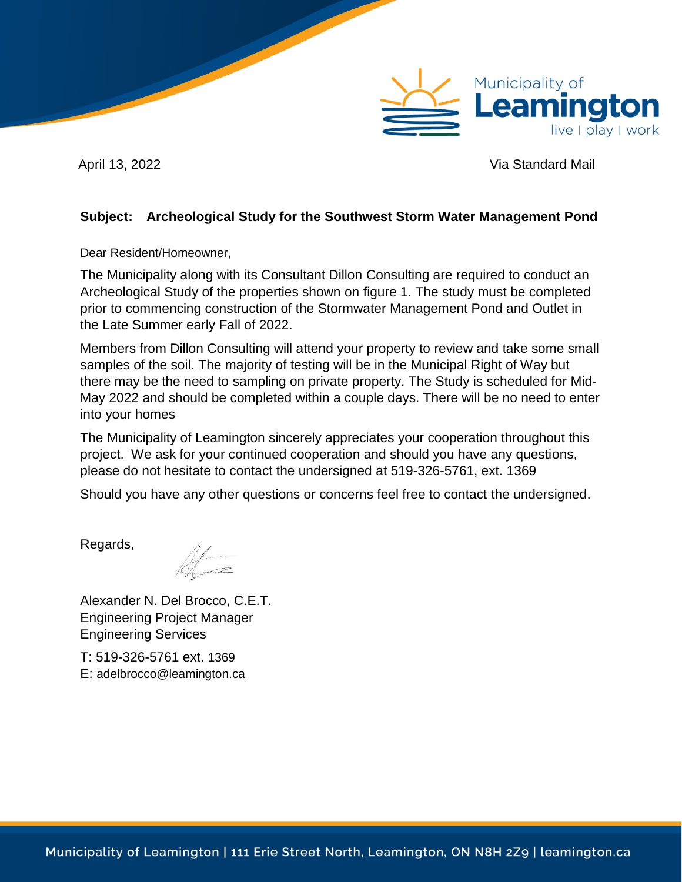Municipality of
**Leamington**
live | play | work

April 13, 2022 Via Standard Mail

**Subject: Archeological Study for the Southwest Storm Water Management Pond**

Dear Resident/Homeowner,

The Municipality along with its Consultant Dillon Consulting are required to conduct an Archeological Study of the properties shown on figure 1. The study must be completed prior to commencing construction of the Stormwater Management Pond and Outlet in the Late Summer early Fall of 2022.

Members from Dillon Consulting will attend your property to review and take some small samples of the soil. The majority of testing will be in the Municipal Right of Way but there may be the need to sampling on private property. The Study is scheduled for Mid-May 2022 and should be completed within a couple days. There will be no need to enter into your homes

The Municipality of Leamington sincerely appreciates your cooperation throughout this project. We ask for your continued cooperation and should you have any questions, please do not hesitate to contact the undersigned at 519-326-5761, ext. 1369

Should you have any other questions or concerns feel free to contact the undersigned.

Regards,

Alexander N. Del Brocco, C.E.T.
Engineering Project Manager
Engineering Services

T: 519-326-5761 ext. 1369
E: adelbrocco@leamington.ca

Municipality of Leamington | 111 Erie Street North, Leamington, ON N8H 2Z9 | leamington.ca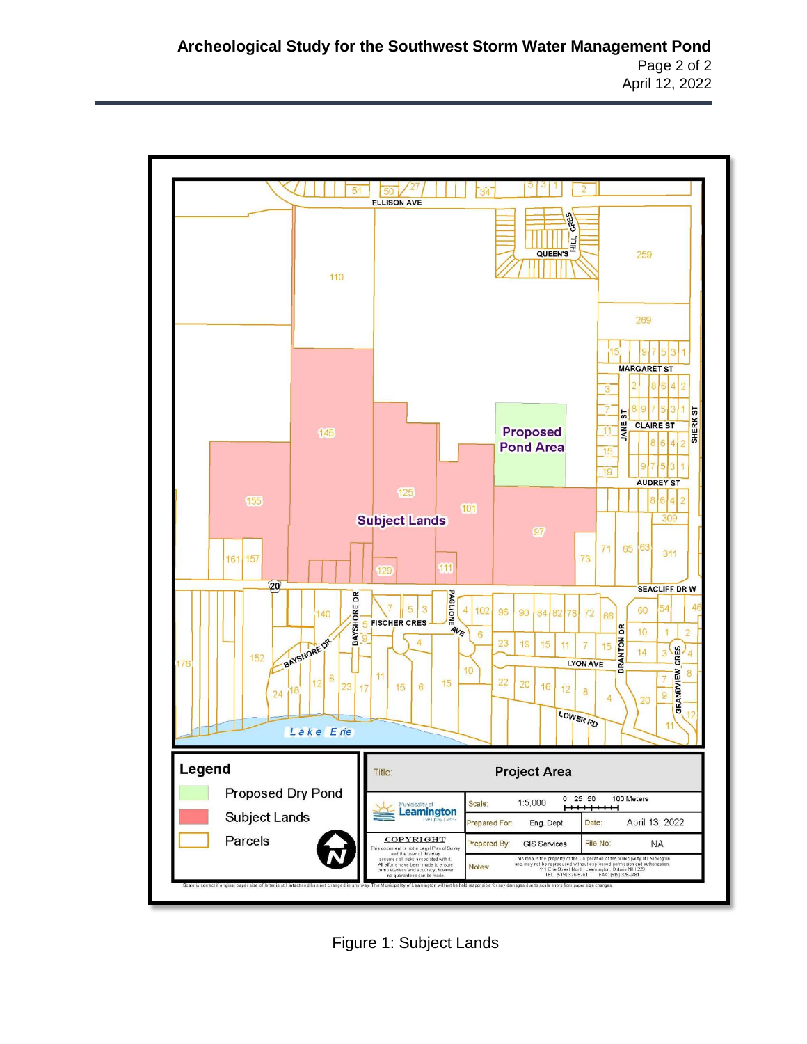Figure 1: Subject Lands